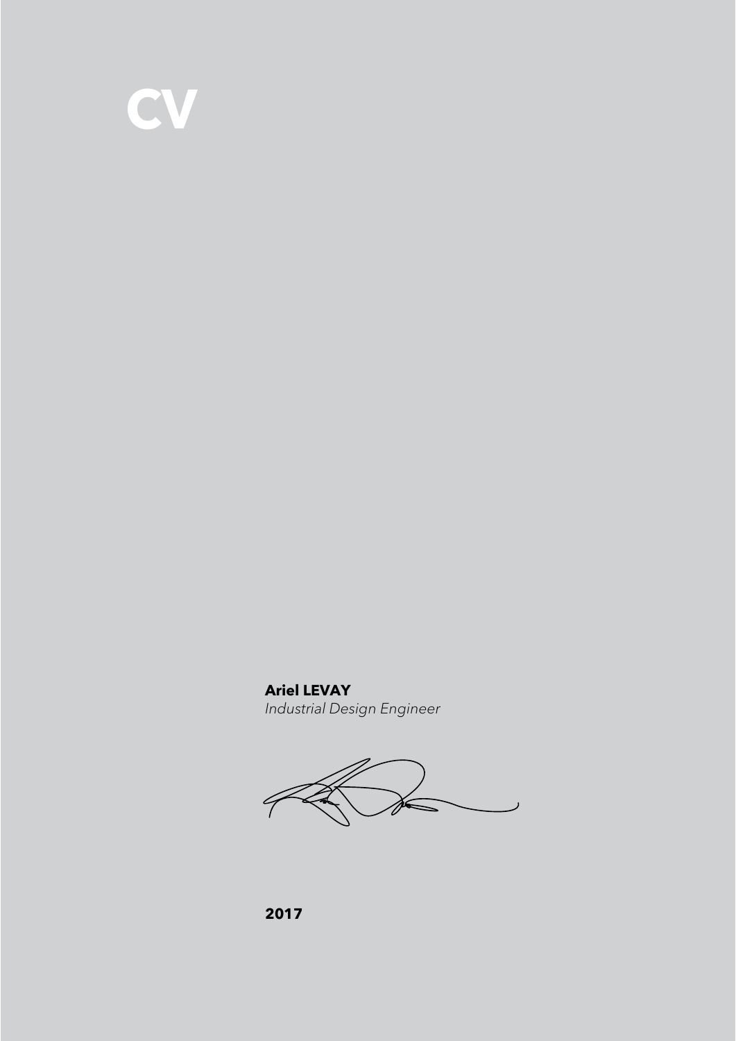# CV

**Ariel LEVAY**
*Industrial Design Engineer*

**2017**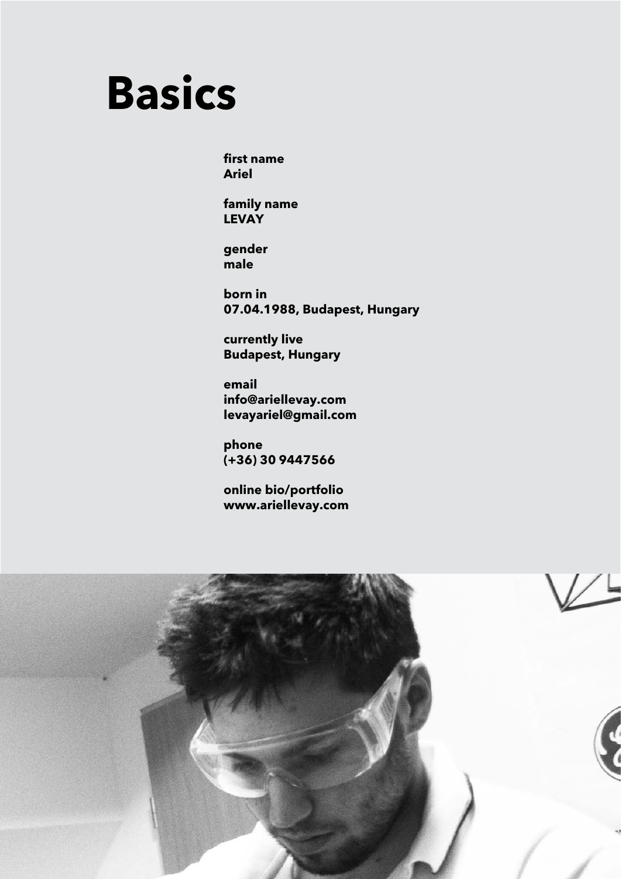# Basics

**first name**
**Ariel**

**family name**
**LEVAY**

**gender**
**male**

**born in**
**07.04.1988, Budapest, Hungary**

**currently live**
**Budapest, Hungary**

**email**
**info@ariellevay.com**
**levayariel@gmail.com**

**phone**
**(+36) 30 9447566**

**online bio/portfolio**
**www.ariellevay.com**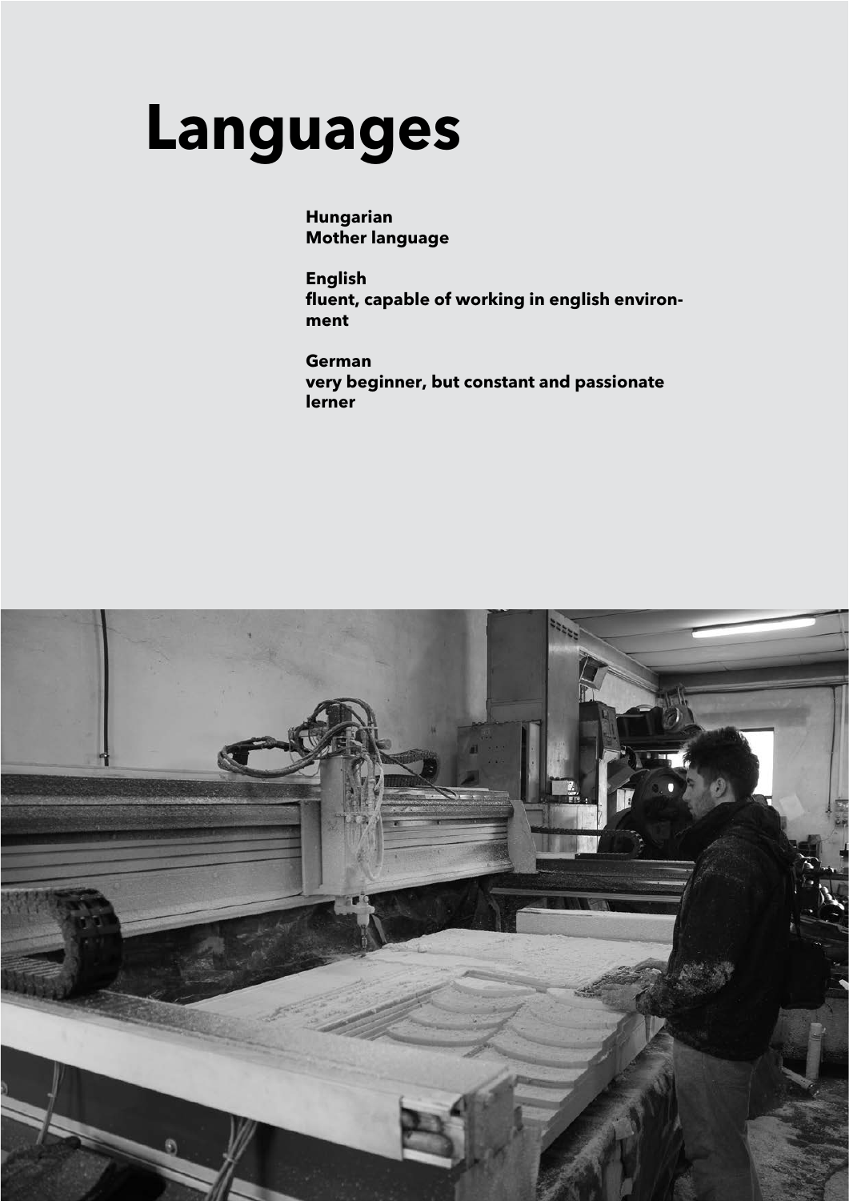# Languages

**Hungarian**
**Mother language**

**English**
**fluent, capable of working in english environment**

**German**
**very beginner, but constant and passionate lerner**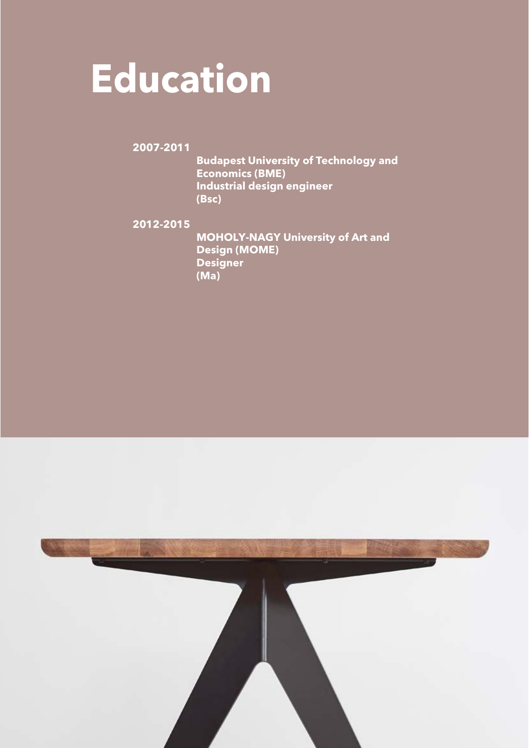# Education

**2007-2011**

**Budapest University of Technology and Economics (BME)**
**Industrial design engineer**
**(Bsc)**

**2012-2015**

**MOHOLY-NAGY University of Art and Design (MOME)**
**Designer**
**(Ma)**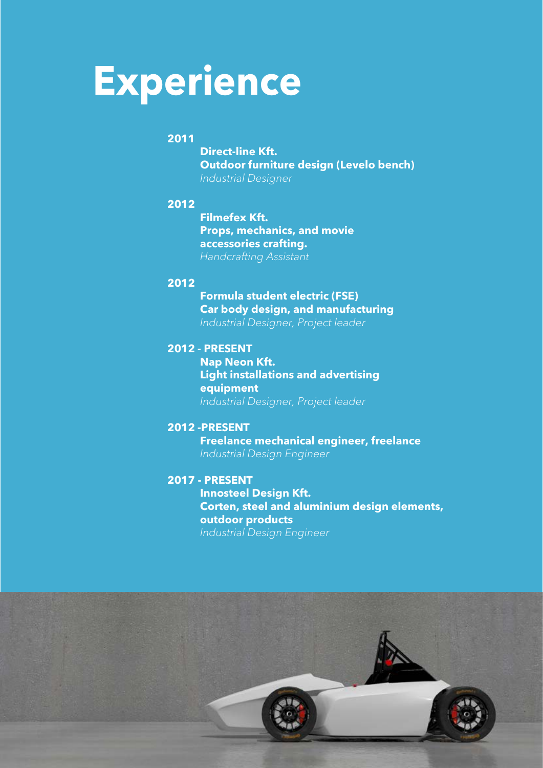# Experience

**2011**

**Direct-line Kft.**
**Outdoor furniture design (Levelo bench)**
*Industrial Designer*

**2012**

**Filmefex Kft.**
**Props, mechanics, and movie accessories crafting.**
*Handcrafting Assistant*

**2012**

**Formula student electric (FSE)**
**Car body design, and manufacturing**
*Industrial Designer, Project leader*

**2012 - PRESENT**

**Nap Neon Kft.**
**Light installations and advertising equipment**
*Industrial Designer, Project leader*

**2012 -PRESENT**

**Freelance mechanical engineer, freelance**
*Industrial Design Engineer*

**2017 - PRESENT**

**Innosteel Design Kft.**
**Corten, steel and aluminium design elements, outdoor products**
*Industrial Design Engineer*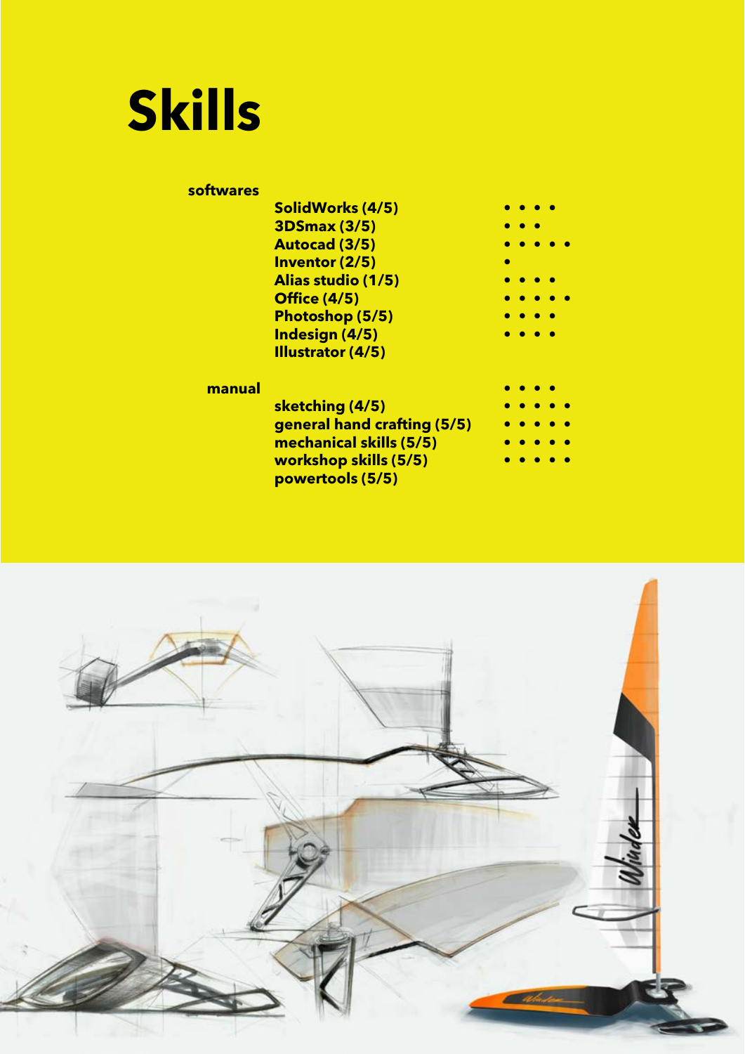# Skills

**softwares**

- **SolidWorks (4/5)**
- **3DSmax (3/5)**
- **Autocad (3/5)**
- **Inventor (2/5)**
- **Alias studio (1/5)**
- **Office (4/5)**
- **Photoshop (5/5)**
- **Indesign (4/5)**
- **Illustrator (4/5)**

**manual**

- **sketching (4/5)**
- **general hand crafting (5/5)**
- **mechanical skills (5/5)**
- **workshop skills (5/5)**
- **powertools (5/5)**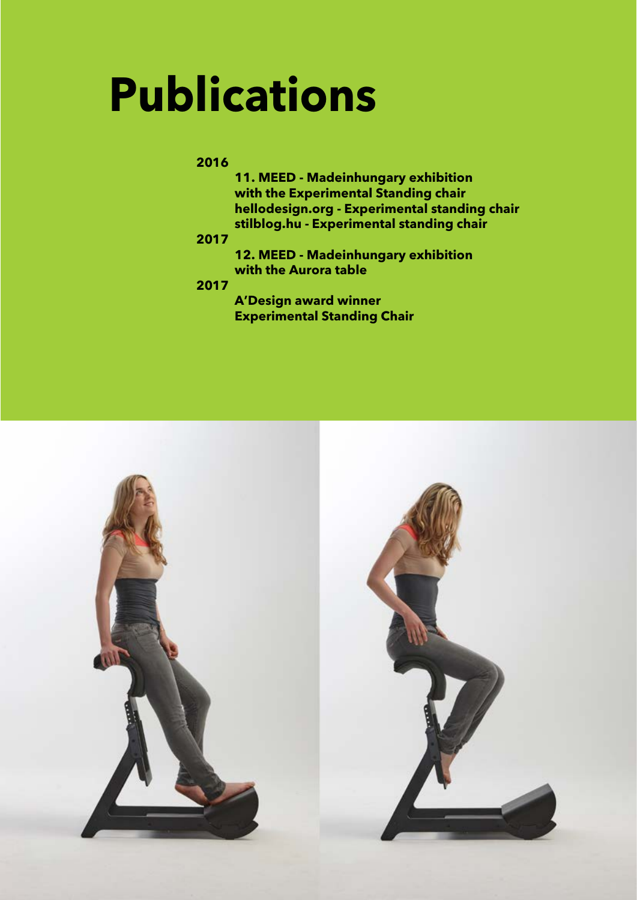# Publications

**2016**

**11. MEED - Madeinhungary exhibition with the Experimental Standing chair**
**hellodesign.org - Experimental standing chair**
**stilblog.hu - Experimental standing chair**

**2017**

**12. MEED - Madeinhungary exhibition with the Aurora table**

**2017**

**A'Design award winner Experimental Standing Chair**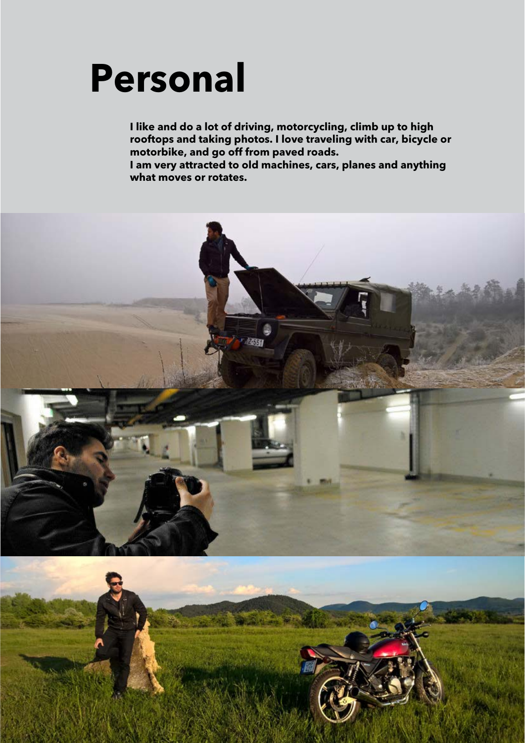# Personal

**I like and do a lot of driving, motorcycling, climb up to high rooftops and taking photos. I love traveling with car, bicycle or motorbike, and go off from paved roads.**
**I am very attracted to old machines, cars, planes and anything what moves or rotates.**